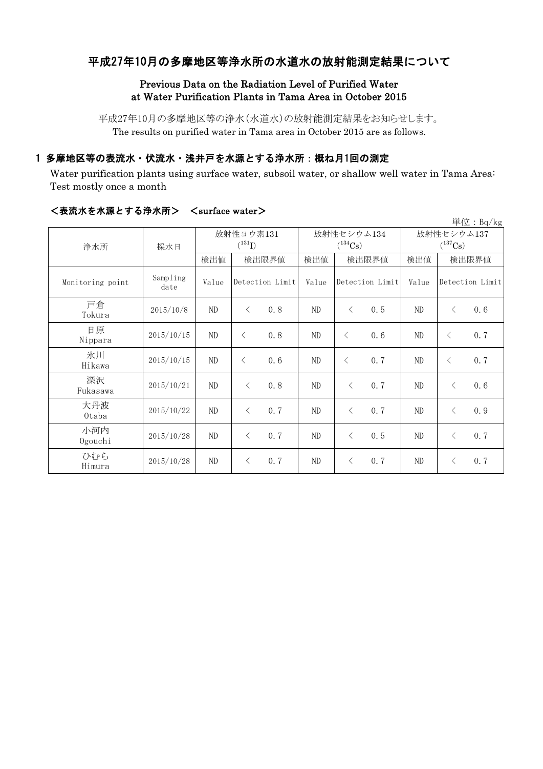# 平成27年10月の多摩地区等浄水所の水道水の放射能測定結果について

## Previous Data on the Radiation Level of Purified Water at Water Purification Plants in Tama Area in October 2015

平成27年10月の多摩地区等の浄水(水道水)の放射能測定結果をお知らせします。
The results on purified water in Tama area in October 2015 are as follows.

### 1 多摩地区等の表流水・伏流水・浅井戸を水源とする浄水所：概ね月1回の測定

Water purification plants using surface water, subsoil water, or shallow well water in Tama Area: Test mostly once a month

#### <表流水を水源とする浄水所>　<surface water>

単位：Bq/kg

| 浄水所 | 採水日 | 放射性ヨウ素131 ($^{131}I$) | | 放射性セシウム134 ($^{134}Cs$) | | 放射性セシウム137 ($^{137}Cs$) | |
|---|---|---|---|---|---|---|---|
| | | 検出値 | 検出限界値 | 検出値 | 検出限界値 | 検出値 | 検出限界値 |
| Monitoring point | Sampling date | Value | Detection Limit | Value | Detection Limit | Value | Detection Limit |
| 戸倉 Tokura | 2015/10/8 | ND | < 0.8 | ND | < 0.5 | ND | < 0.6 |
| 日原 Nippara | 2015/10/15 | ND | < 0.8 | ND | < 0.6 | ND | < 0.7 |
| 氷川 Hikawa | 2015/10/15 | ND | < 0.6 | ND | < 0.7 | ND | < 0.7 |
| 深沢 Fukasawa | 2015/10/21 | ND | < 0.8 | ND | < 0.7 | ND | < 0.6 |
| 大丹波 Otaba | 2015/10/22 | ND | < 0.7 | ND | < 0.7 | ND | < 0.9 |
| 小河内 Ogouchi | 2015/10/28 | ND | < 0.7 | ND | < 0.5 | ND | < 0.7 |
| ひむら Himura | 2015/10/28 | ND | < 0.7 | ND | < 0.7 | ND | < 0.7 |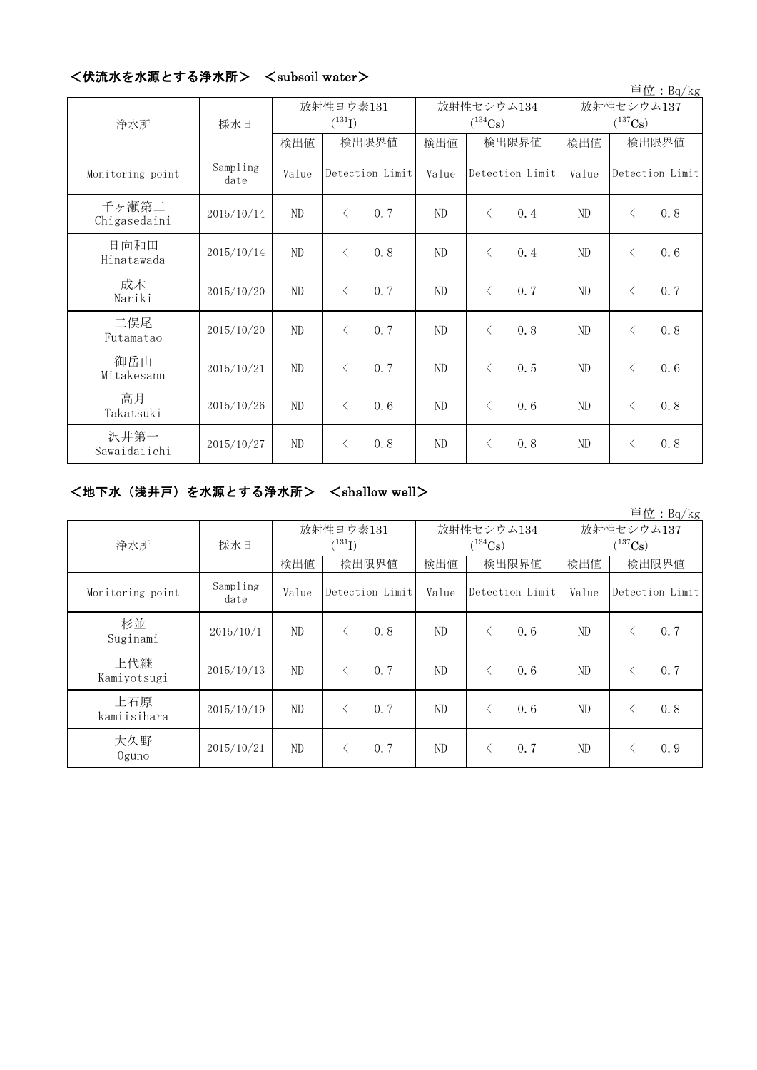## <伏流水を水源とする浄水所> <subsoil water>

単位：Bq/kg

| 浄水所 | 採水日 | 放射性ヨウ素131 ($^{131}I$) | | 放射性セシウム134 ($^{134}Cs$) | | 放射性セシウム137 ($^{137}Cs$) | |
|---|---|---|---|---|---|---|---|
| | | 検出値 | 検出限界値 | 検出値 | 検出限界値 | 検出値 | 検出限界値 |
| Monitoring point | Sampling date | Value | Detection Limit | Value | Detection Limit | Value | Detection Limit |
| 千ヶ瀬第二 Chigasedaini | 2015/10/14 | ND | < 0.7 | ND | < 0.4 | ND | < 0.8 |
| 日向和田 Hinatawada | 2015/10/14 | ND | < 0.8 | ND | < 0.4 | ND | < 0.6 |
| 成木 Nariki | 2015/10/20 | ND | < 0.7 | ND | < 0.7 | ND | < 0.7 |
| 二俣尾 Futamatao | 2015/10/20 | ND | < 0.7 | ND | < 0.8 | ND | < 0.8 |
| 御岳山 Mitakesann | 2015/10/21 | ND | < 0.7 | ND | < 0.5 | ND | < 0.6 |
| 高月 Takatsuki | 2015/10/26 | ND | < 0.6 | ND | < 0.6 | ND | < 0.8 |
| 沢井第一 Sawaidaiichi | 2015/10/27 | ND | < 0.8 | ND | < 0.8 | ND | < 0.8 |

## <地下水（浅井戸）を水源とする浄水所> <shallow well>

単位：Bq/kg

| 浄水所 | 採水日 | 放射性ヨウ素131 ($^{131}I$) | | 放射性セシウム134 ($^{134}Cs$) | | 放射性セシウム137 ($^{137}Cs$) | |
|---|---|---|---|---|---|---|---|
| | | 検出値 | 検出限界値 | 検出値 | 検出限界値 | 検出値 | 検出限界値 |
| Monitoring point | Sampling date | Value | Detection Limit | Value | Detection Limit | Value | Detection Limit |
| 杉並 Suginami | 2015/10/1 | ND | < 0.8 | ND | < 0.6 | ND | < 0.7 |
| 上代継 Kamiyotsugi | 2015/10/13 | ND | < 0.7 | ND | < 0.6 | ND | < 0.7 |
| 上石原 kamiisihara | 2015/10/19 | ND | < 0.7 | ND | < 0.6 | ND | < 0.8 |
| 大久野 Oguno | 2015/10/21 | ND | < 0.7 | ND | < 0.7 | ND | < 0.9 |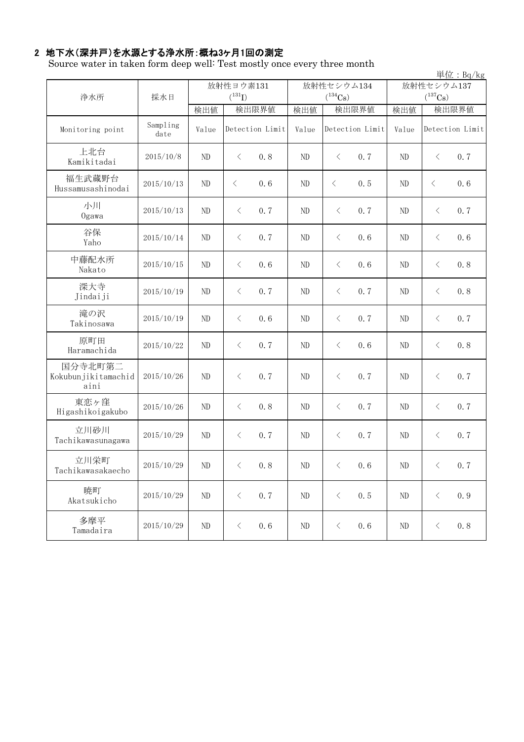## 2 地下水(深井戸)を水源とする浄水所:概ね3ヶ月1回の測定

Source water in taken form deep well: Test mostly once every three month

単位：Bq/kg

| 浄水所 | 採水日 | 放射性ヨウ素131 ($^{131}I$) | | | 放射性セシウム134 ($^{134}Cs$) | | | 放射性セシウム137 ($^{137}Cs$) | | |
|---|---|---|---|---|---|---|---|---|---|---|
| | | 検出値 | 検出限界値 | | 検出値 | 検出限界値 | | 検出値 | 検出限界値 | |
| Monitoring point | Sampling date | Value | Detection Limit | | Value | Detection Limit | | Value | Detection Limit | |
| 上北台 Kamikitadai | 2015/10/8 | ND | < | 0.8 | ND | < | 0.7 | ND | < | 0.7 |
| 福生武蔵野台 Hussamusashinodai | 2015/10/13 | ND | < | 0.6 | ND | < | 0.5 | ND | < | 0.6 |
| 小川 Ogawa | 2015/10/13 | ND | < | 0.7 | ND | < | 0.7 | ND | < | 0.7 |
| 谷保 Yaho | 2015/10/14 | ND | < | 0.7 | ND | < | 0.6 | ND | < | 0.6 |
| 中藤配水所 Nakato | 2015/10/15 | ND | < | 0.6 | ND | < | 0.6 | ND | < | 0.8 |
| 深大寺 Jindaiji | 2015/10/19 | ND | < | 0.7 | ND | < | 0.7 | ND | < | 0.8 |
| 滝の沢 Takinosawa | 2015/10/19 | ND | < | 0.6 | ND | < | 0.7 | ND | < | 0.7 |
| 原町田 Haramachida | 2015/10/22 | ND | < | 0.7 | ND | < | 0.6 | ND | < | 0.8 |
| 国分寺北町第二 Kokubunjikitamachidaini | 2015/10/26 | ND | < | 0.7 | ND | < | 0.7 | ND | < | 0.7 |
| 東恋ヶ窪 Higashikoigakubo | 2015/10/26 | ND | < | 0.8 | ND | < | 0.7 | ND | < | 0.7 |
| 立川砂川 Tachikawasunagawa | 2015/10/29 | ND | < | 0.7 | ND | < | 0.7 | ND | < | 0.7 |
| 立川栄町 Tachikawasakaecho | 2015/10/29 | ND | < | 0.8 | ND | < | 0.6 | ND | < | 0.7 |
| 暁町 Akatsukicho | 2015/10/29 | ND | < | 0.7 | ND | < | 0.5 | ND | < | 0.9 |
| 多摩平 Tamadaira | 2015/10/29 | ND | < | 0.6 | ND | < | 0.6 | ND | < | 0.8 |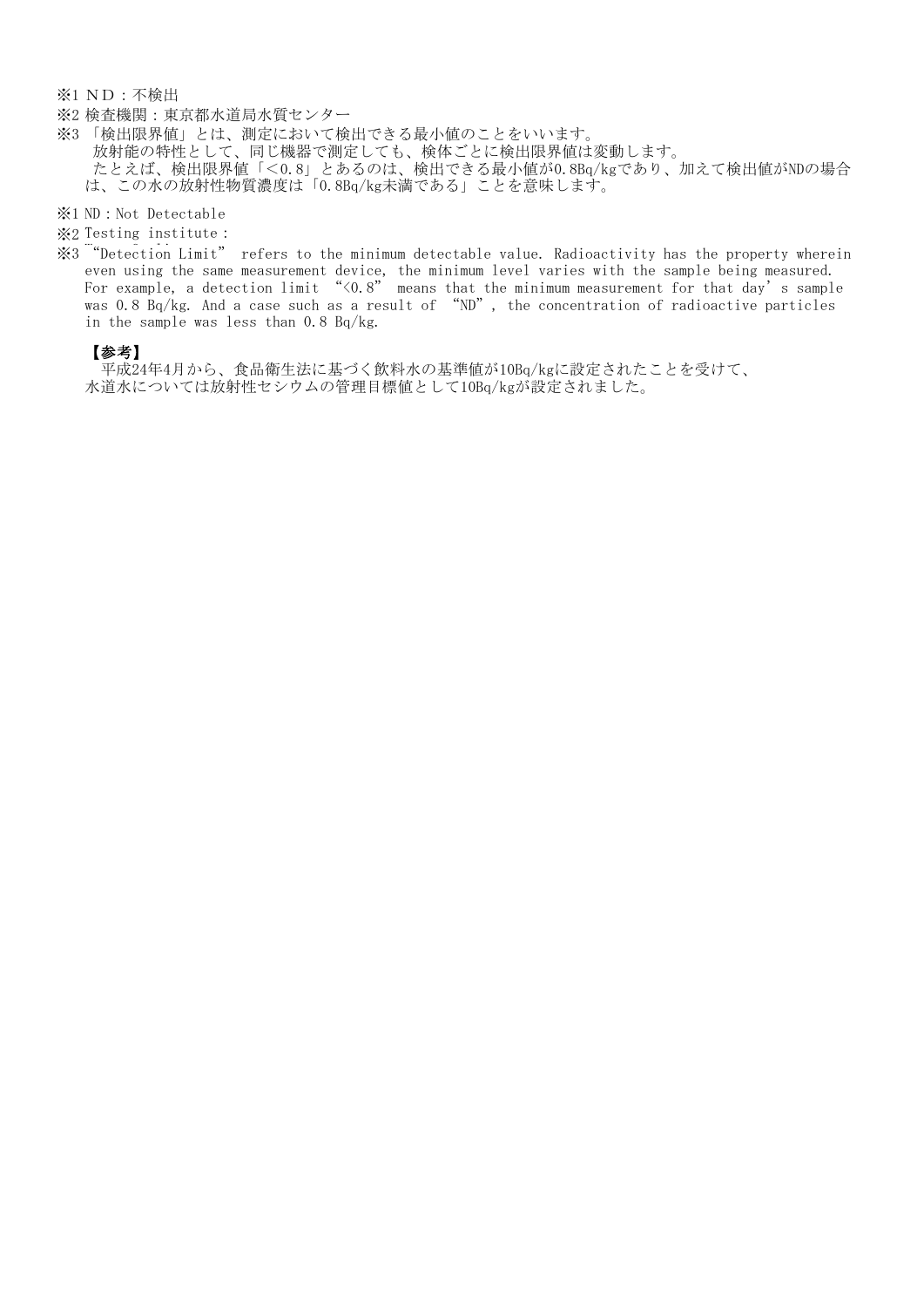※1 ＮＤ：不検出

※2 検査機関：東京都水道局水質センター

※3 「検出限界値」とは、測定において検出できる最小値のことをいいます。
　放射能の特性として、同じ機器で測定しても、検体ごとに検出限界値は変動します。
　たとえば、検出限界値「＜0.8」とあるのは、検出できる最小値が0.8Bq/kgであり、加えて検出値がNDの場合は、この水の放射性物質濃度は「0.8Bq/kg未満である」ことを意味します。

※1 ND：Not Detectable

※2 Testing institute：

※3 "Detection Limit" refers to the minimum detectable value. Radioactivity has the property wherein even using the same measurement device, the minimum level varies with the sample being measured. For example, a detection limit "<0.8" means that the minimum measurement for that day's sample was 0.8 Bq/kg. And a case such as a result of "ND", the concentration of radioactive particles in the sample was less than 0.8 Bq/kg.

**【参考】**

　平成24年4月から、食品衛生法に基づく飲料水の基準値が10Bq/kgに設定されたことを受けて、水道水については放射性セシウムの管理目標値として10Bq/kgが設定されました。